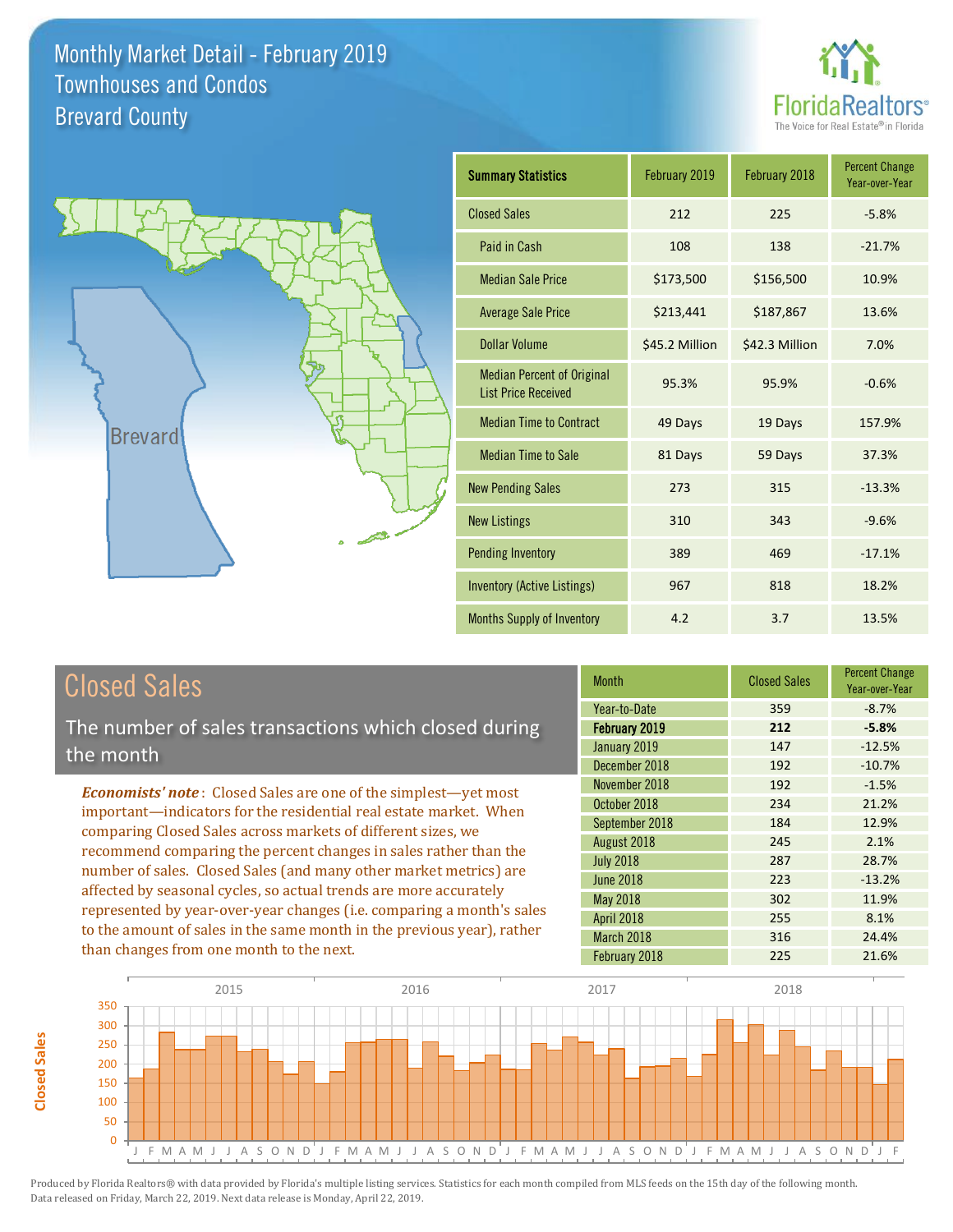# Monthly Market Detail - February 2019
## Townhouses and Condos
## Brevard County

FloridaRealtors® The Voice for Real Estate® in Florida

| Summary Statistics | February 2019 | February 2018 | Percent Change Year-over-Year |
|---|---|---|---|
| Closed Sales | 212 | 225 | -5.8% |
| Paid in Cash | 108 | 138 | -21.7% |
| Median Sale Price | $173,500 | $156,500 | 10.9% |
| Average Sale Price | $213,441 | $187,867 | 13.6% |
| Dollar Volume | $45.2 Million | $42.3 Million | 7.0% |
| Median Percent of Original List Price Received | 95.3% | 95.9% | -0.6% |
| Median Time to Contract | 49 Days | 19 Days | 157.9% |
| Median Time to Sale | 81 Days | 59 Days | 37.3% |
| New Pending Sales | 273 | 315 | -13.3% |
| New Listings | 310 | 343 | -9.6% |
| Pending Inventory | 389 | 469 | -17.1% |
| Inventory (Active Listings) | 967 | 818 | 18.2% |
| Months Supply of Inventory | 4.2 | 3.7 | 13.5% |

## Closed Sales

The number of sales transactions which closed during the month

*Economists' note*: Closed Sales are one of the simplest—yet most important—indicators for the residential real estate market. When comparing Closed Sales across markets of different sizes, we recommend comparing the percent changes in sales rather than the number of sales. Closed Sales (and many other market metrics) are affected by seasonal cycles, so actual trends are more accurately represented by year-over-year changes (i.e. comparing a month's sales to the amount of sales in the same month in the previous year), rather than changes from one month to the next.

| Month | Closed Sales | Percent Change Year-over-Year |
|---|---|---|
| Year-to-Date | 359 | -8.7% |
| **February 2019** | **212** | **-5.8%** |
| January 2019 | 147 | -12.5% |
| December 2018 | 192 | -10.7% |
| November 2018 | 192 | -1.5% |
| October 2018 | 234 | 21.2% |
| September 2018 | 184 | 12.9% |
| August 2018 | 245 | 2.1% |
| July 2018 | 287 | 28.7% |
| June 2018 | 223 | -13.2% |
| May 2018 | 302 | 11.9% |
| April 2018 | 255 | 8.1% |
| March 2018 | 316 | 24.4% |
| February 2018 | 225 | 21.6% |

Produced by Florida Realtors® with data provided by Florida's multiple listing services. Statistics for each month compiled from MLS feeds on the 15th day of the following month. Data released on Friday, March 22, 2019. Next data release is Monday, April 22, 2019.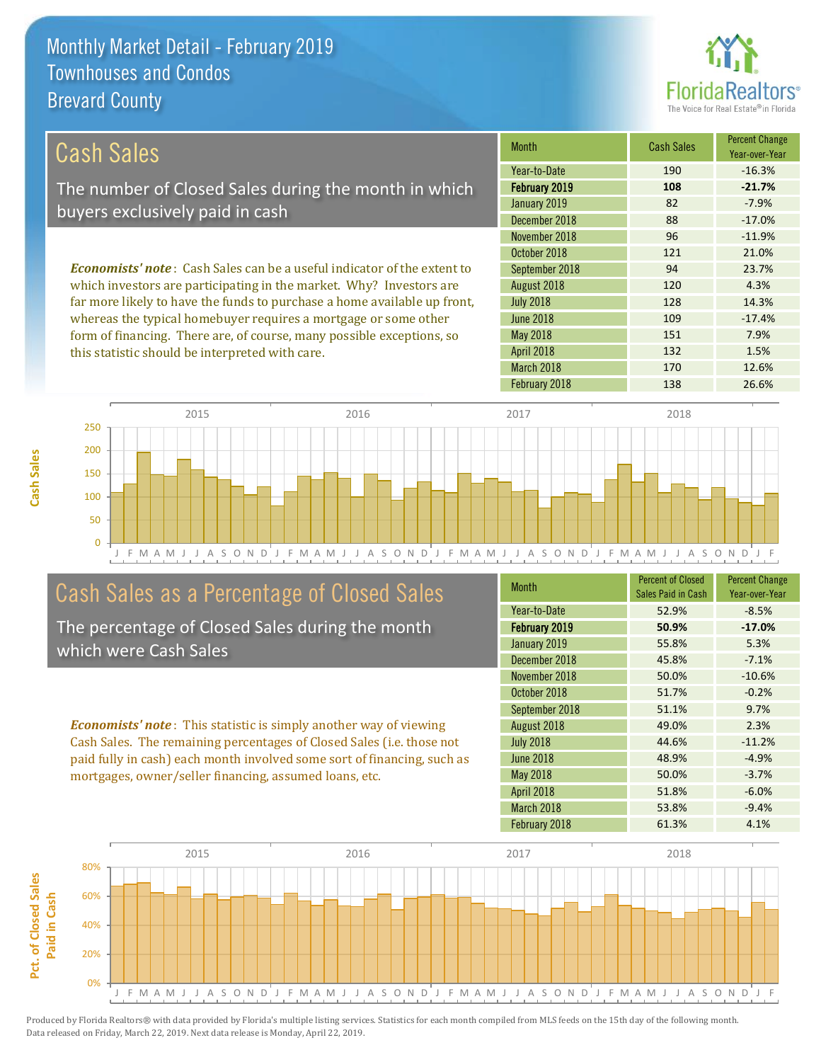# Monthly Market Detail - February 2019
## Townhouses and Condos
## Brevard County

## Cash Sales

The number of Closed Sales during the month in which buyers exclusively paid in cash

*Economists' note*: Cash Sales can be a useful indicator of the extent to which investors are participating in the market. Why? Investors are far more likely to have the funds to purchase a home available up front, whereas the typical homebuyer requires a mortgage or some other form of financing. There are, of course, many possible exceptions, so this statistic should be interpreted with care.

| Month | Cash Sales | Percent Change Year-over-Year |
|---|---|---|
| Year-to-Date | 190 | -16.3% |
| **February 2019** | **108** | **-21.7%** |
| January 2019 | 82 | -7.9% |
| December 2018 | 88 | -17.0% |
| November 2018 | 96 | -11.9% |
| October 2018 | 121 | 21.0% |
| September 2018 | 94 | 23.7% |
| August 2018 | 120 | 4.3% |
| July 2018 | 128 | 14.3% |
| June 2018 | 109 | -17.4% |
| May 2018 | 151 | 7.9% |
| April 2018 | 132 | 1.5% |
| March 2018 | 170 | 12.6% |
| February 2018 | 138 | 26.6% |

## Cash Sales as a Percentage of Closed Sales

The percentage of Closed Sales during the month which were Cash Sales

*Economists' note*: This statistic is simply another way of viewing Cash Sales. The remaining percentages of Closed Sales (i.e. those not paid fully in cash) each month involved some sort of financing, such as mortgages, owner/seller financing, assumed loans, etc.

| Month | Percent of Closed Sales Paid in Cash | Percent Change Year-over-Year |
|---|---|---|
| Year-to-Date | 52.9% | -8.5% |
| **February 2019** | **50.9%** | **-17.0%** |
| January 2019 | 55.8% | 5.3% |
| December 2018 | 45.8% | -7.1% |
| November 2018 | 50.0% | -10.6% |
| October 2018 | 51.7% | -0.2% |
| September 2018 | 51.1% | 9.7% |
| August 2018 | 49.0% | 2.3% |
| July 2018 | 44.6% | -11.2% |
| June 2018 | 48.9% | -4.9% |
| May 2018 | 50.0% | -3.7% |
| April 2018 | 51.8% | -6.0% |
| March 2018 | 53.8% | -9.4% |
| February 2018 | 61.3% | 4.1% |

Produced by Florida Realtors® with data provided by Florida's multiple listing services. Statistics for each month compiled from MLS feeds on the 15th day of the following month. Data released on Friday, March 22, 2019. Next data release is Monday, April 22, 2019.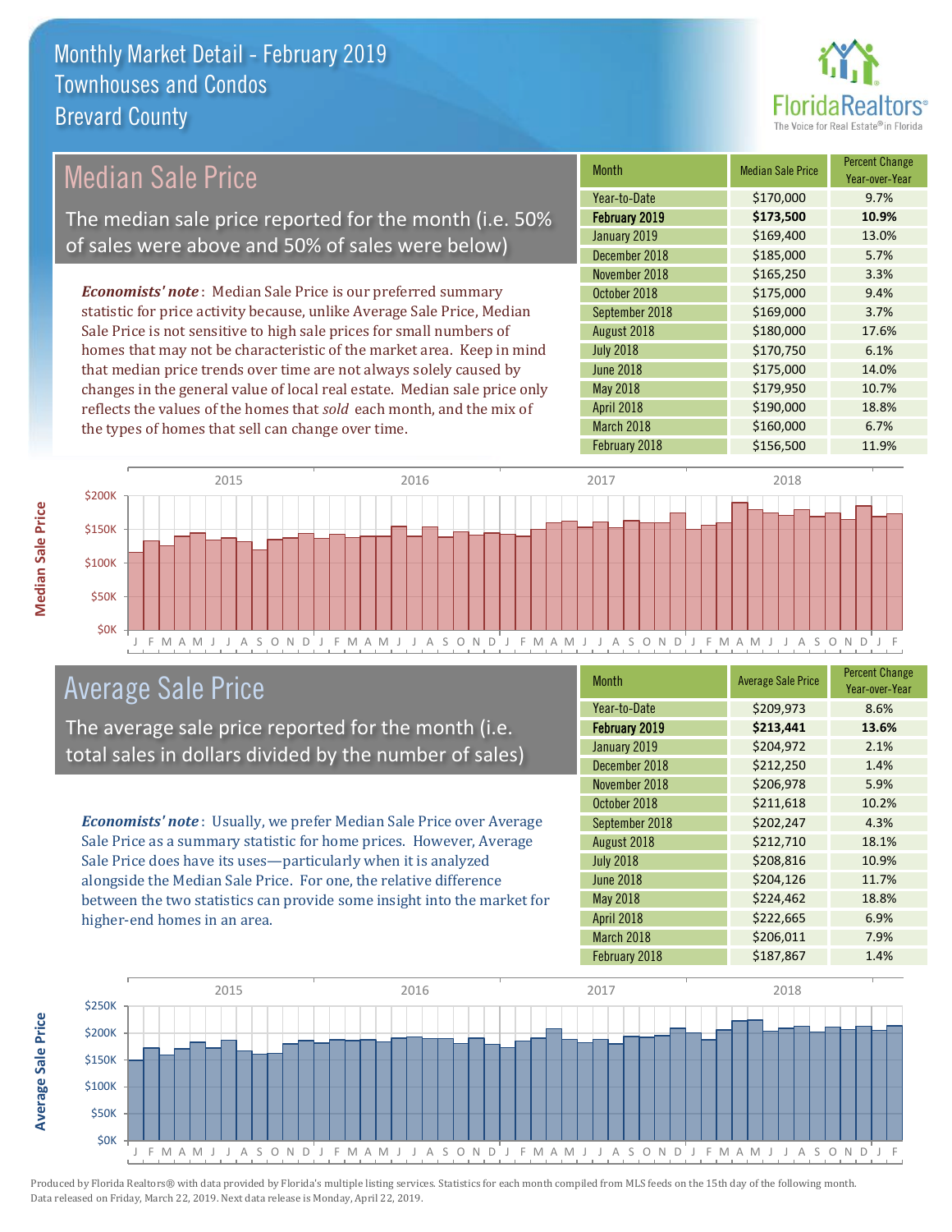# Monthly Market Detail - February 2019
## Townhouses and Condos
## Brevard County

## Median Sale Price

The median sale price reported for the month (i.e. 50% of sales were above and 50% of sales were below)

*Economists' note*: Median Sale Price is our preferred summary statistic for price activity because, unlike Average Sale Price, Median Sale Price is not sensitive to high sale prices for small numbers of homes that may not be characteristic of the market area. Keep in mind that median price trends over time are not always solely caused by changes in the general value of local real estate. Median sale price only reflects the values of the homes that *sold* each month, and the mix of the types of homes that sell can change over time.

| Month | Median Sale Price | Percent Change Year-over-Year |
|---|---|---|
| Year-to-Date | $170,000 | 9.7% |
| **February 2019** | **$173,500** | **10.9%** |
| January 2019 | $169,400 | 13.0% |
| December 2018 | $185,000 | 5.7% |
| November 2018 | $165,250 | 3.3% |
| October 2018 | $175,000 | 9.4% |
| September 2018 | $169,000 | 3.7% |
| August 2018 | $180,000 | 17.6% |
| July 2018 | $170,750 | 6.1% |
| June 2018 | $175,000 | 14.0% |
| May 2018 | $179,950 | 10.7% |
| April 2018 | $190,000 | 18.8% |
| March 2018 | $160,000 | 6.7% |
| February 2018 | $156,500 | 11.9% |

## Average Sale Price

The average sale price reported for the month (i.e. total sales in dollars divided by the number of sales)

*Economists' note*: Usually, we prefer Median Sale Price over Average Sale Price as a summary statistic for home prices. However, Average Sale Price does have its uses—particularly when it is analyzed alongside the Median Sale Price. For one, the relative difference between the two statistics can provide some insight into the market for higher-end homes in an area.

| Month | Average Sale Price | Percent Change Year-over-Year |
|---|---|---|
| Year-to-Date | $209,973 | 8.6% |
| **February 2019** | **$213,441** | **13.6%** |
| January 2019 | $204,972 | 2.1% |
| December 2018 | $212,250 | 1.4% |
| November 2018 | $206,978 | 5.9% |
| October 2018 | $211,618 | 10.2% |
| September 2018 | $202,247 | 4.3% |
| August 2018 | $212,710 | 18.1% |
| July 2018 | $208,816 | 10.9% |
| June 2018 | $204,126 | 11.7% |
| May 2018 | $224,462 | 18.8% |
| April 2018 | $222,665 | 6.9% |
| March 2018 | $206,011 | 7.9% |
| February 2018 | $187,867 | 1.4% |

Produced by Florida Realtors® with data provided by Florida's multiple listing services. Statistics for each month compiled from MLS feeds on the 15th day of the following month. Data released on Friday, March 22, 2019. Next data release is Monday, April 22, 2019.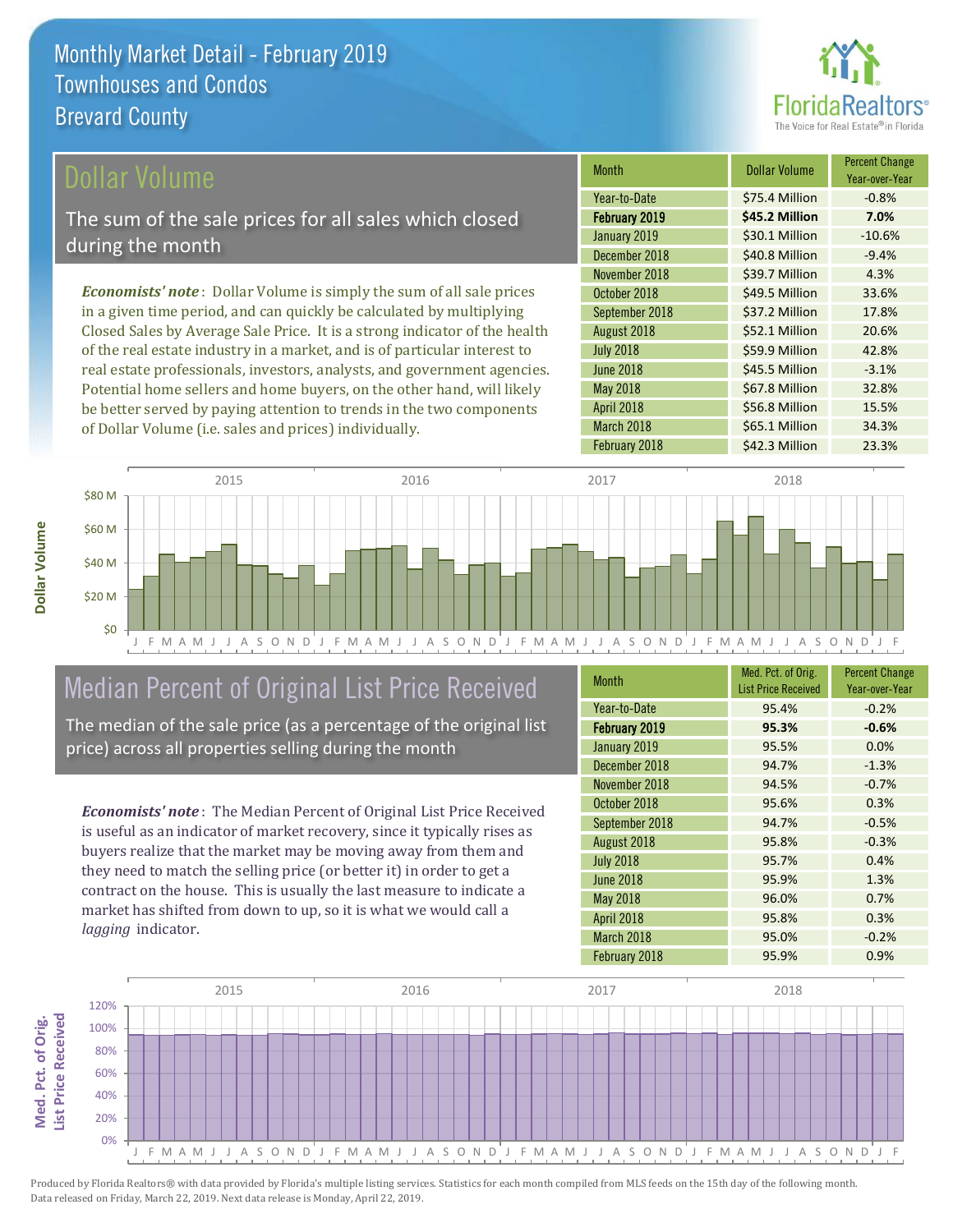# Monthly Market Detail - February 2019
## Townhouses and Condos
## Brevard County

## Dollar Volume

The sum of the sale prices for all sales which closed during the month

*Economists' note*: Dollar Volume is simply the sum of all sale prices in a given time period, and can quickly be calculated by multiplying Closed Sales by Average Sale Price. It is a strong indicator of the health of the real estate industry in a market, and is of particular interest to real estate professionals, investors, analysts, and government agencies. Potential home sellers and home buyers, on the other hand, will likely be better served by paying attention to trends in the two components of Dollar Volume (i.e. sales and prices) individually.

| Month | Dollar Volume | Percent Change Year-over-Year |
|---|---|---|
| Year-to-Date | $75.4 Million | -0.8% |
| **February 2019** | **$45.2 Million** | **7.0%** |
| January 2019 | $30.1 Million | -10.6% |
| December 2018 | $40.8 Million | -9.4% |
| November 2018 | $39.7 Million | 4.3% |
| October 2018 | $49.5 Million | 33.6% |
| September 2018 | $37.2 Million | 17.8% |
| August 2018 | $52.1 Million | 20.6% |
| July 2018 | $59.9 Million | 42.8% |
| June 2018 | $45.5 Million | -3.1% |
| May 2018 | $67.8 Million | 32.8% |
| April 2018 | $56.8 Million | 15.5% |
| March 2018 | $65.1 Million | 34.3% |
| February 2018 | $42.3 Million | 23.3% |

## Median Percent of Original List Price Received

The median of the sale price (as a percentage of the original list price) across all properties selling during the month

*Economists' note*: The Median Percent of Original List Price Received is useful as an indicator of market recovery, since it typically rises as buyers realize that the market may be moving away from them and they need to match the selling price (or better it) in order to get a contract on the house. This is usually the last measure to indicate a market has shifted from down to up, so it is what we would call a *lagging* indicator.

| Month | Med. Pct. of Orig. List Price Received | Percent Change Year-over-Year |
|---|---|---|
| Year-to-Date | 95.4% | -0.2% |
| **February 2019** | **95.3%** | **-0.6%** |
| January 2019 | 95.5% | 0.0% |
| December 2018 | 94.7% | -1.3% |
| November 2018 | 94.5% | -0.7% |
| October 2018 | 95.6% | 0.3% |
| September 2018 | 94.7% | -0.5% |
| August 2018 | 95.8% | -0.3% |
| July 2018 | 95.7% | 0.4% |
| June 2018 | 95.9% | 1.3% |
| May 2018 | 96.0% | 0.7% |
| April 2018 | 95.8% | 0.3% |
| March 2018 | 95.0% | -0.2% |
| February 2018 | 95.9% | 0.9% |

Produced by Florida Realtors® with data provided by Florida's multiple listing services. Statistics for each month compiled from MLS feeds on the 15th day of the following month. Data released on Friday, March 22, 2019. Next data release is Monday, April 22, 2019.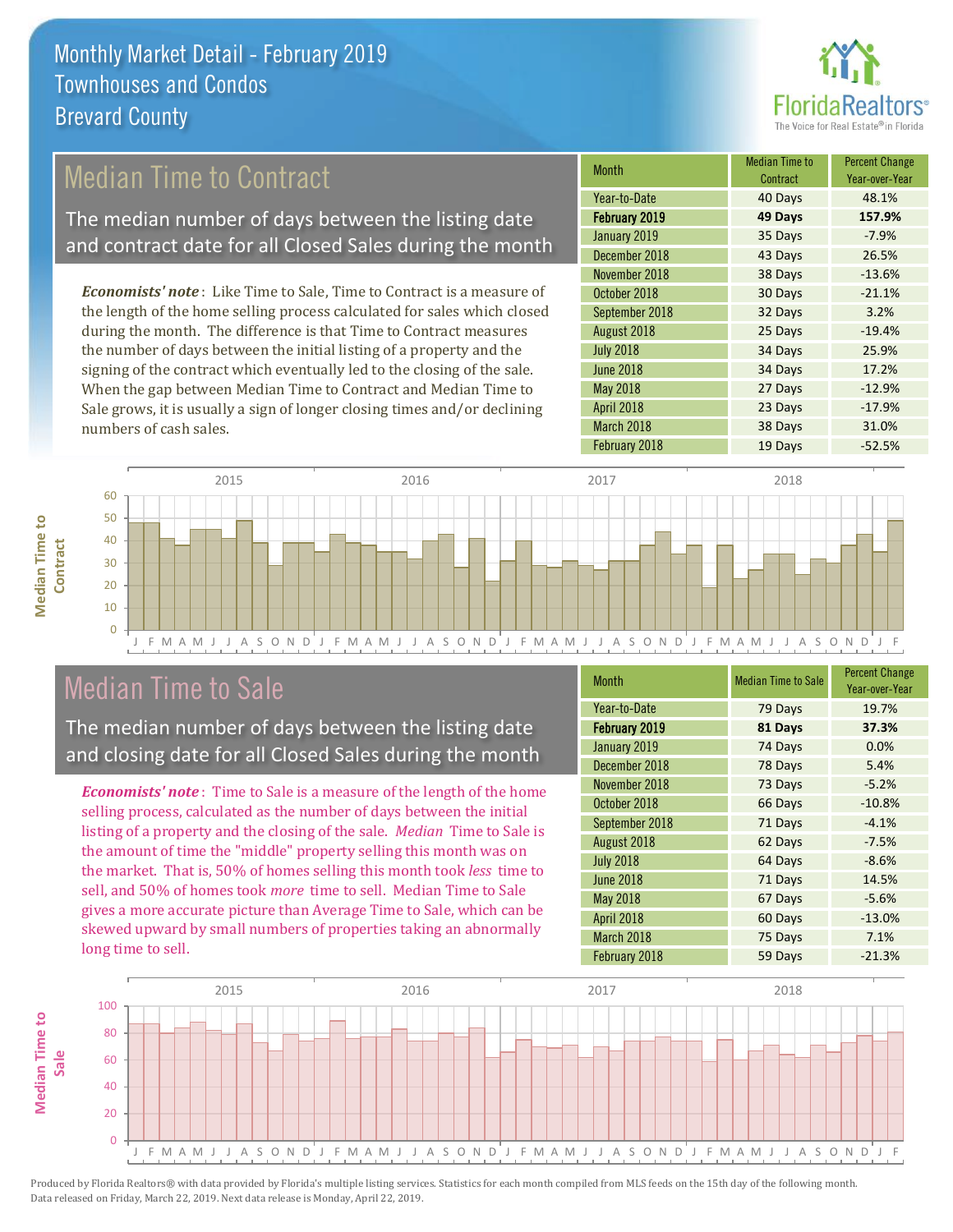# Monthly Market Detail - February 2019
## Townhouses and Condos
## Brevard County

## Median Time to Contract

The median number of days between the listing date and contract date for all Closed Sales during the month

***Economists' note***: Like Time to Sale, Time to Contract is a measure of the length of the home selling process calculated for sales which closed during the month. The difference is that Time to Contract measures the number of days between the initial listing of a property and the signing of the contract which eventually led to the closing of the sale. When the gap between Median Time to Contract and Median Time to Sale grows, it is usually a sign of longer closing times and/or declining numbers of cash sales.

| Month | Median Time to Contract | Percent Change Year-over-Year |
|---|---|---|
| Year-to-Date | 40 Days | 48.1% |
| **February 2019** | **49 Days** | **157.9%** |
| January 2019 | 35 Days | -7.9% |
| December 2018 | 43 Days | 26.5% |
| November 2018 | 38 Days | -13.6% |
| October 2018 | 30 Days | -21.1% |
| September 2018 | 32 Days | 3.2% |
| August 2018 | 25 Days | -19.4% |
| July 2018 | 34 Days | 25.9% |
| June 2018 | 34 Days | 17.2% |
| May 2018 | 27 Days | -12.9% |
| April 2018 | 23 Days | -17.9% |
| March 2018 | 38 Days | 31.0% |
| February 2018 | 19 Days | -52.5% |

## Median Time to Sale

The median number of days between the listing date and closing date for all Closed Sales during the month

***Economists' note***: Time to Sale is a measure of the length of the home selling process, calculated as the number of days between the initial listing of a property and the closing of the sale. *Median* Time to Sale is the amount of time the "middle" property selling this month was on the market. That is, 50% of homes selling this month took *less* time to sell, and 50% of homes took *more* time to sell. Median Time to Sale gives a more accurate picture than Average Time to Sale, which can be skewed upward by small numbers of properties taking an abnormally long time to sell.

| Month | Median Time to Sale | Percent Change Year-over-Year |
|---|---|---|
| Year-to-Date | 79 Days | 19.7% |
| **February 2019** | **81 Days** | **37.3%** |
| January 2019 | 74 Days | 0.0% |
| December 2018 | 78 Days | 5.4% |
| November 2018 | 73 Days | -5.2% |
| October 2018 | 66 Days | -10.8% |
| September 2018 | 71 Days | -4.1% |
| August 2018 | 62 Days | -7.5% |
| July 2018 | 64 Days | -8.6% |
| June 2018 | 71 Days | 14.5% |
| May 2018 | 67 Days | -5.6% |
| April 2018 | 60 Days | -13.0% |
| March 2018 | 75 Days | 7.1% |
| February 2018 | 59 Days | -21.3% |

Produced by Florida Realtors® with data provided by Florida's multiple listing services. Statistics for each month compiled from MLS feeds on the 15th day of the following month. Data released on Friday, March 22, 2019. Next data release is Monday, April 22, 2019.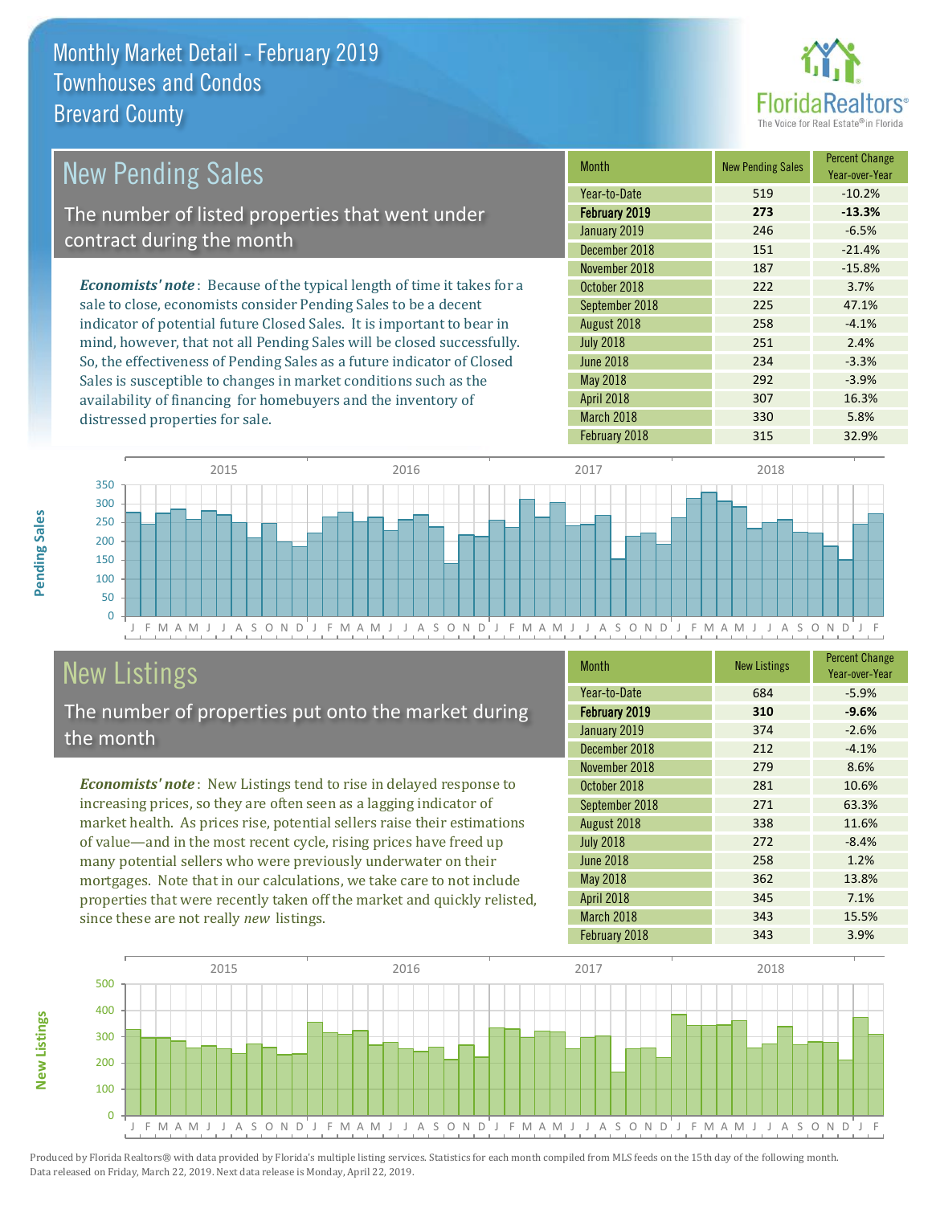# Monthly Market Detail - February 2019
## Townhouses and Condos
## Brevard County

## New Pending Sales

The number of listed properties that went under contract during the month

***Economists' note***: Because of the typical length of time it takes for a sale to close, economists consider Pending Sales to be a decent indicator of potential future Closed Sales. It is important to bear in mind, however, that not all Pending Sales will be closed successfully. So, the effectiveness of Pending Sales as a future indicator of Closed Sales is susceptible to changes in market conditions such as the availability of financing for homebuyers and the inventory of distressed properties for sale.

| Month | New Pending Sales | Percent Change Year-over-Year |
|---|---|---|
| Year-to-Date | 519 | -10.2% |
| **February 2019** | **273** | **-13.3%** |
| January 2019 | 246 | -6.5% |
| December 2018 | 151 | -21.4% |
| November 2018 | 187 | -15.8% |
| October 2018 | 222 | 3.7% |
| September 2018 | 225 | 47.1% |
| August 2018 | 258 | -4.1% |
| July 2018 | 251 | 2.4% |
| June 2018 | 234 | -3.3% |
| May 2018 | 292 | -3.9% |
| April 2018 | 307 | 16.3% |
| March 2018 | 330 | 5.8% |
| February 2018 | 315 | 32.9% |

## New Listings

The number of properties put onto the market during the month

***Economists' note***: New Listings tend to rise in delayed response to increasing prices, so they are often seen as a lagging indicator of market health. As prices rise, potential sellers raise their estimations of value—and in the most recent cycle, rising prices have freed up many potential sellers who were previously underwater on their mortgages. Note that in our calculations, we take care to not include properties that were recently taken off the market and quickly relisted, since these are not really *new* listings.

| Month | New Listings | Percent Change Year-over-Year |
|---|---|---|
| Year-to-Date | 684 | -5.9% |
| **February 2019** | **310** | **-9.6%** |
| January 2019 | 374 | -2.6% |
| December 2018 | 212 | -4.1% |
| November 2018 | 279 | 8.6% |
| October 2018 | 281 | 10.6% |
| September 2018 | 271 | 63.3% |
| August 2018 | 338 | 11.6% |
| July 2018 | 272 | -8.4% |
| June 2018 | 258 | 1.2% |
| May 2018 | 362 | 13.8% |
| April 2018 | 345 | 7.1% |
| March 2018 | 343 | 15.5% |
| February 2018 | 343 | 3.9% |

Produced by Florida Realtors® with data provided by Florida's multiple listing services. Statistics for each month compiled from MLS feeds on the 15th day of the following month. Data released on Friday, March 22, 2019. Next data release is Monday, April 22, 2019.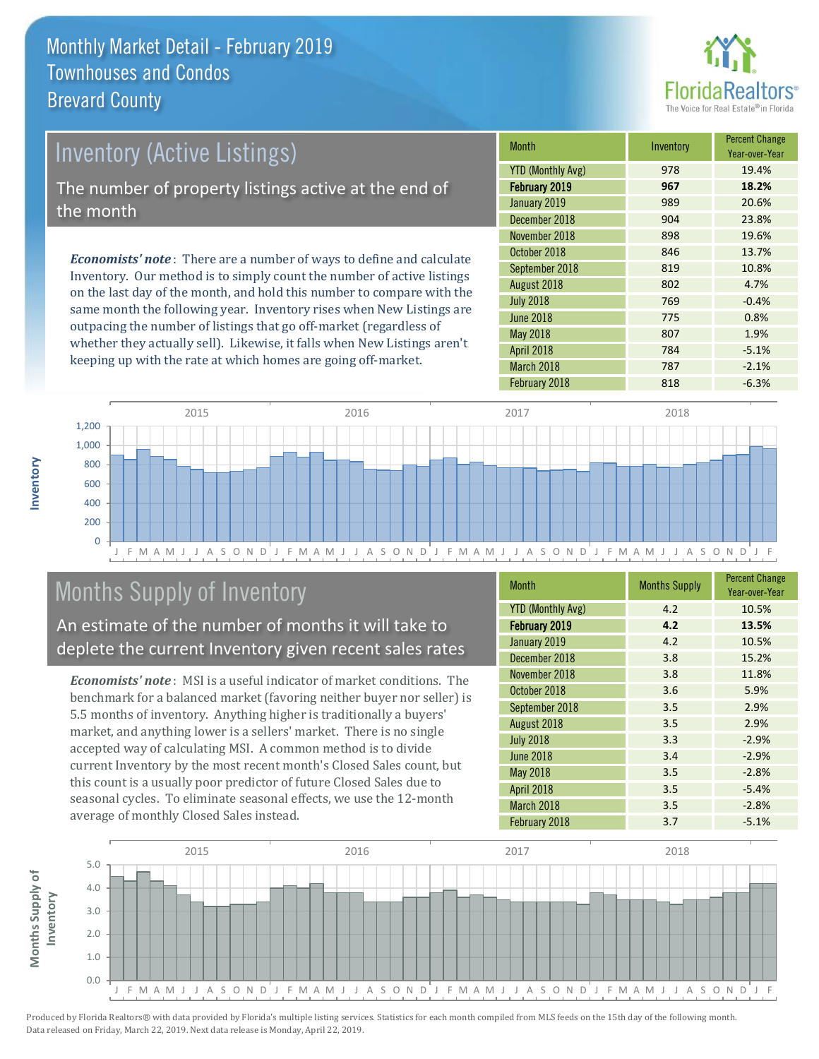# Monthly Market Detail - February 2019
## Townhouses and Condos
## Brevard County

## Inventory (Active Listings)

The number of property listings active at the end of the month

*Economists' note*: There are a number of ways to define and calculate Inventory. Our method is to simply count the number of active listings on the last day of the month, and hold this number to compare with the same month the following year. Inventory rises when New Listings are outpacing the number of listings that go off-market (regardless of whether they actually sell). Likewise, it falls when New Listings aren't keeping up with the rate at which homes are going off-market.

| Month | Inventory | Percent Change Year-over-Year |
|---|---|---|
| YTD (Monthly Avg) | 978 | 19.4% |
| **February 2019** | **967** | **18.2%** |
| January 2019 | 989 | 20.6% |
| December 2018 | 904 | 23.8% |
| November 2018 | 898 | 19.6% |
| October 2018 | 846 | 13.7% |
| September 2018 | 819 | 10.8% |
| August 2018 | 802 | 4.7% |
| July 2018 | 769 | -0.4% |
| June 2018 | 775 | 0.8% |
| May 2018 | 807 | 1.9% |
| April 2018 | 784 | -5.1% |
| March 2018 | 787 | -2.1% |
| February 2018 | 818 | -6.3% |

## Months Supply of Inventory

An estimate of the number of months it will take to deplete the current Inventory given recent sales rates

*Economists' note*: MSI is a useful indicator of market conditions. The benchmark for a balanced market (favoring neither buyer nor seller) is 5.5 months of inventory. Anything higher is traditionally a buyers' market, and anything lower is a sellers' market. There is no single accepted way of calculating MSI. A common method is to divide current Inventory by the most recent month's Closed Sales count, but this count is a usually poor predictor of future Closed Sales due to seasonal cycles. To eliminate seasonal effects, we use the 12-month average of monthly Closed Sales instead.

| Month | Months Supply | Percent Change Year-over-Year |
|---|---|---|
| YTD (Monthly Avg) | 4.2 | 10.5% |
| **February 2019** | **4.2** | **13.5%** |
| January 2019 | 4.2 | 10.5% |
| December 2018 | 3.8 | 15.2% |
| November 2018 | 3.8 | 11.8% |
| October 2018 | 3.6 | 5.9% |
| September 2018 | 3.5 | 2.9% |
| August 2018 | 3.5 | 2.9% |
| July 2018 | 3.3 | -2.9% |
| June 2018 | 3.4 | -2.9% |
| May 2018 | 3.5 | -2.8% |
| April 2018 | 3.5 | -5.4% |
| March 2018 | 3.5 | -2.8% |
| February 2018 | 3.7 | -5.1% |

Produced by Florida Realtors® with data provided by Florida's multiple listing services. Statistics for each month compiled from MLS feeds on the 15th day of the following month. Data released on Friday, March 22, 2019. Next data release is Monday, April 22, 2019.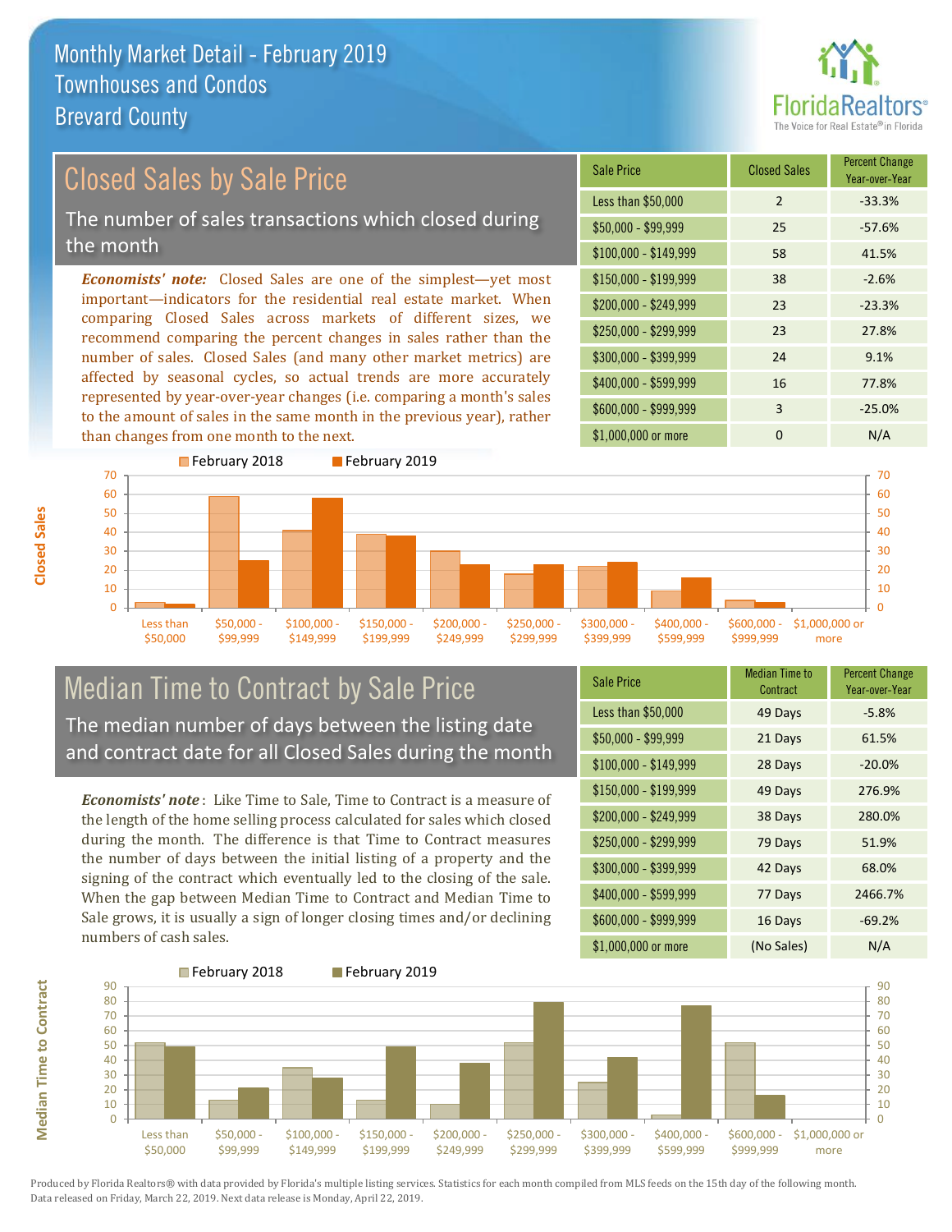# Monthly Market Detail - February 2019
## Townhouses and Condos
## Brevard County

## Closed Sales by Sale Price

The number of sales transactions which closed during the month

*Economists' note:* Closed Sales are one of the simplest—yet most important—indicators for the residential real estate market. When comparing Closed Sales across markets of different sizes, we recommend comparing the percent changes in sales rather than the number of sales. Closed Sales (and many other market metrics) are affected by seasonal cycles, so actual trends are more accurately represented by year-over-year changes (i.e. comparing a month's sales to the amount of sales in the same month in the previous year), rather than changes from one month to the next.

| Sale Price | Closed Sales | Percent Change Year-over-Year |
|---|---|---|
| Less than $50,000 | 2 | -33.3% |
| $50,000 - $99,999 | 25 | -57.6% |
| $100,000 - $149,999 | 58 | 41.5% |
| $150,000 - $199,999 | 38 | -2.6% |
| $200,000 - $249,999 | 23 | -23.3% |
| $250,000 - $299,999 | 23 | 27.8% |
| $300,000 - $399,999 | 24 | 9.1% |
| $400,000 - $599,999 | 16 | 77.8% |
| $600,000 - $999,999 | 3 | -25.0% |
| $1,000,000 or more | 0 | N/A |

## Median Time to Contract by Sale Price

The median number of days between the listing date and contract date for all Closed Sales during the month

*Economists' note*: Like Time to Sale, Time to Contract is a measure of the length of the home selling process calculated for sales which closed during the month. The difference is that Time to Contract measures the number of days between the initial listing of a property and the signing of the contract which eventually led to the closing of the sale. When the gap between Median Time to Contract and Median Time to Sale grows, it is usually a sign of longer closing times and/or declining numbers of cash sales.

| Sale Price | Median Time to Contract | Percent Change Year-over-Year |
|---|---|---|
| Less than $50,000 | 49 Days | -5.8% |
| $50,000 - $99,999 | 21 Days | 61.5% |
| $100,000 - $149,999 | 28 Days | -20.0% |
| $150,000 - $199,999 | 49 Days | 276.9% |
| $200,000 - $249,999 | 38 Days | 280.0% |
| $250,000 - $299,999 | 79 Days | 51.9% |
| $300,000 - $399,999 | 42 Days | 68.0% |
| $400,000 - $599,999 | 77 Days | 2466.7% |
| $600,000 - $999,999 | 16 Days | -69.2% |
| $1,000,000 or more | (No Sales) | N/A |

Produced by Florida Realtors® with data provided by Florida's multiple listing services. Statistics for each month compiled from MLS feeds on the 15th day of the following month. Data released on Friday, March 22, 2019. Next data release is Monday, April 22, 2019.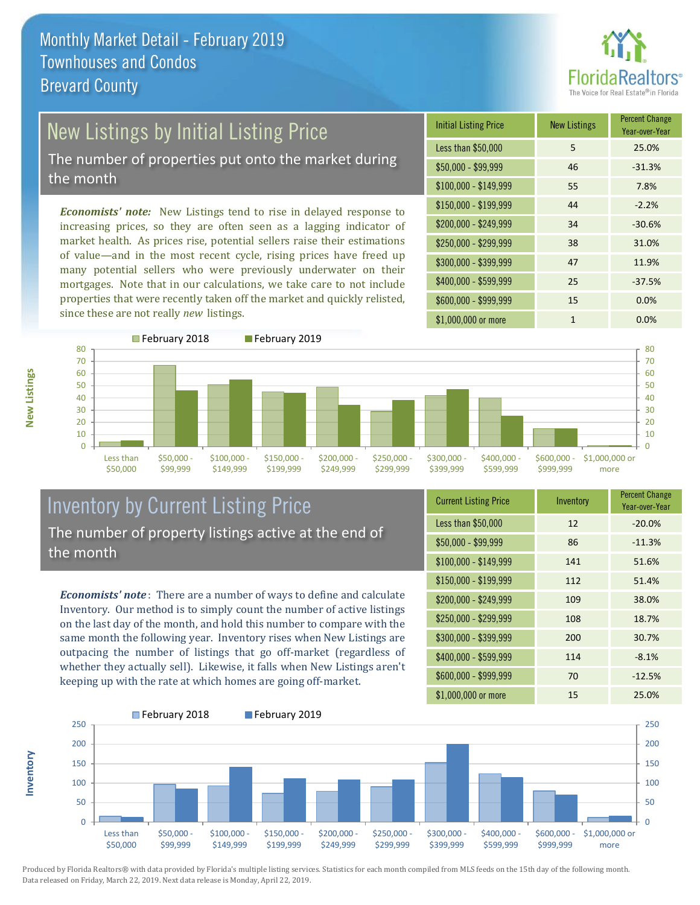# Monthly Market Detail - February 2019
## Townhouses and Condos
## Brevard County

## New Listings by Initial Listing Price

The number of properties put onto the market during the month

*Economists' note:* New Listings tend to rise in delayed response to increasing prices, so they are often seen as a lagging indicator of market health. As prices rise, potential sellers raise their estimations of value—and in the most recent cycle, rising prices have freed up many potential sellers who were previously underwater on their mortgages. Note that in our calculations, we take care to not include properties that were recently taken off the market and quickly relisted, since these are not really *new* listings.

| Initial Listing Price | New Listings | Percent Change Year-over-Year |
|---|---|---|
| Less than $50,000 | 5 | 25.0% |
| $50,000 - $99,999 | 46 | -31.3% |
| $100,000 - $149,999 | 55 | 7.8% |
| $150,000 - $199,999 | 44 | -2.2% |
| $200,000 - $249,999 | 34 | -30.6% |
| $250,000 - $299,999 | 38 | 31.0% |
| $300,000 - $399,999 | 47 | 11.9% |
| $400,000 - $599,999 | 25 | -37.5% |
| $600,000 - $999,999 | 15 | 0.0% |
| $1,000,000 or more | 1 | 0.0% |

## Inventory by Current Listing Price

The number of property listings active at the end of the month

*Economists' note*: There are a number of ways to define and calculate Inventory. Our method is to simply count the number of active listings on the last day of the month, and hold this number to compare with the same month the following year. Inventory rises when New Listings are outpacing the number of listings that go off-market (regardless of whether they actually sell). Likewise, it falls when New Listings aren't keeping up with the rate at which homes are going off-market.

| Current Listing Price | Inventory | Percent Change Year-over-Year |
|---|---|---|
| Less than $50,000 | 12 | -20.0% |
| $50,000 - $99,999 | 86 | -11.3% |
| $100,000 - $149,999 | 141 | 51.6% |
| $150,000 - $199,999 | 112 | 51.4% |
| $200,000 - $249,999 | 109 | 38.0% |
| $250,000 - $299,999 | 108 | 18.7% |
| $300,000 - $399,999 | 200 | 30.7% |
| $400,000 - $599,999 | 114 | -8.1% |
| $600,000 - $999,999 | 70 | -12.5% |
| $1,000,000 or more | 15 | 25.0% |

Produced by Florida Realtors® with data provided by Florida's multiple listing services. Statistics for each month compiled from MLS feeds on the 15th day of the following month. Data released on Friday, March 22, 2019. Next data release is Monday, April 22, 2019.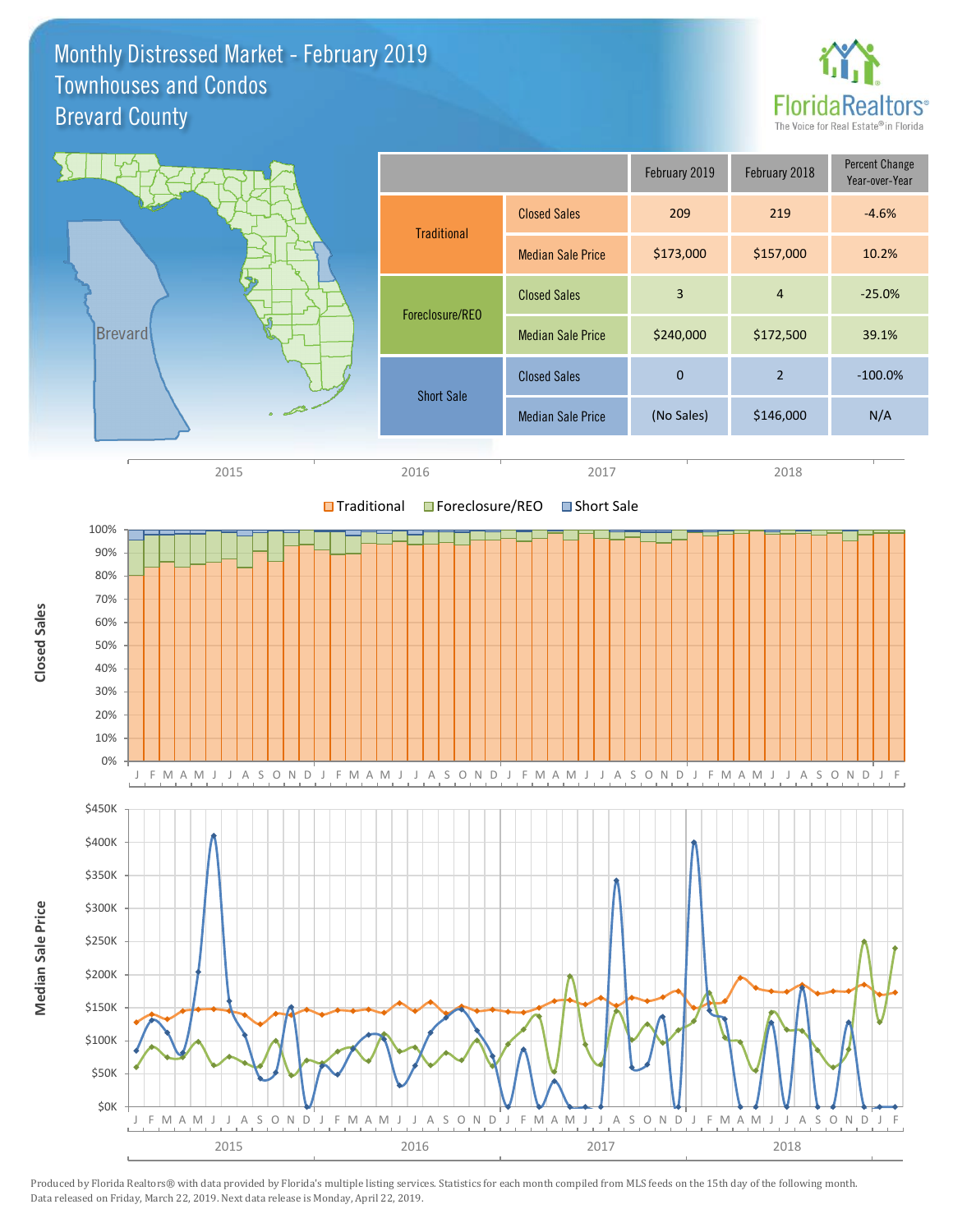# Monthly Distressed Market - February 2019
## Townhouses and Condos
## Brevard County

FloridaRealtors®
The Voice for Real Estate® in Florida

Brevard

| | | February 2019 | February 2018 | Percent Change Year-over-Year |
|---|---|---|---|---|
| Traditional | Closed Sales | 209 | 219 | -4.6% |
| | Median Sale Price | $173,000 | $157,000 | 10.2% |
| Foreclosure/REO | Closed Sales | 3 | 4 | -25.0% |
| | Median Sale Price | $240,000 | $172,500 | 39.1% |
| Short Sale | Closed Sales | 0 | 2 | -100.0% |
| | Median Sale Price | (No Sales) | $146,000 | N/A |

2015 2016 2017 2018

Traditional Foreclosure/REO Short Sale

Closed Sales

100% 90% 80% 70% 60% 50% 40% 30% 20% 10% 0%

J F M A M J J A S O N D J F M A M J J A S O N D J F M A M J J A S O N D J F M A M J J A S O N D J F

Median Sale Price

$450K $400K $350K $300K $250K $200K $150K $100K $50K $0K

J F M A M J J A S O N D J F M A M J J A S O N D J F M A M J J A S O N D J F M A M J J A S O N D J F

2015 2016 2017 2018

Produced by Florida Realtors® with data provided by Florida's multiple listing services. Statistics for each month compiled from MLS feeds on the 15th day of the following month. Data released on Friday, March 22, 2019. Next data release is Monday, April 22, 2019.